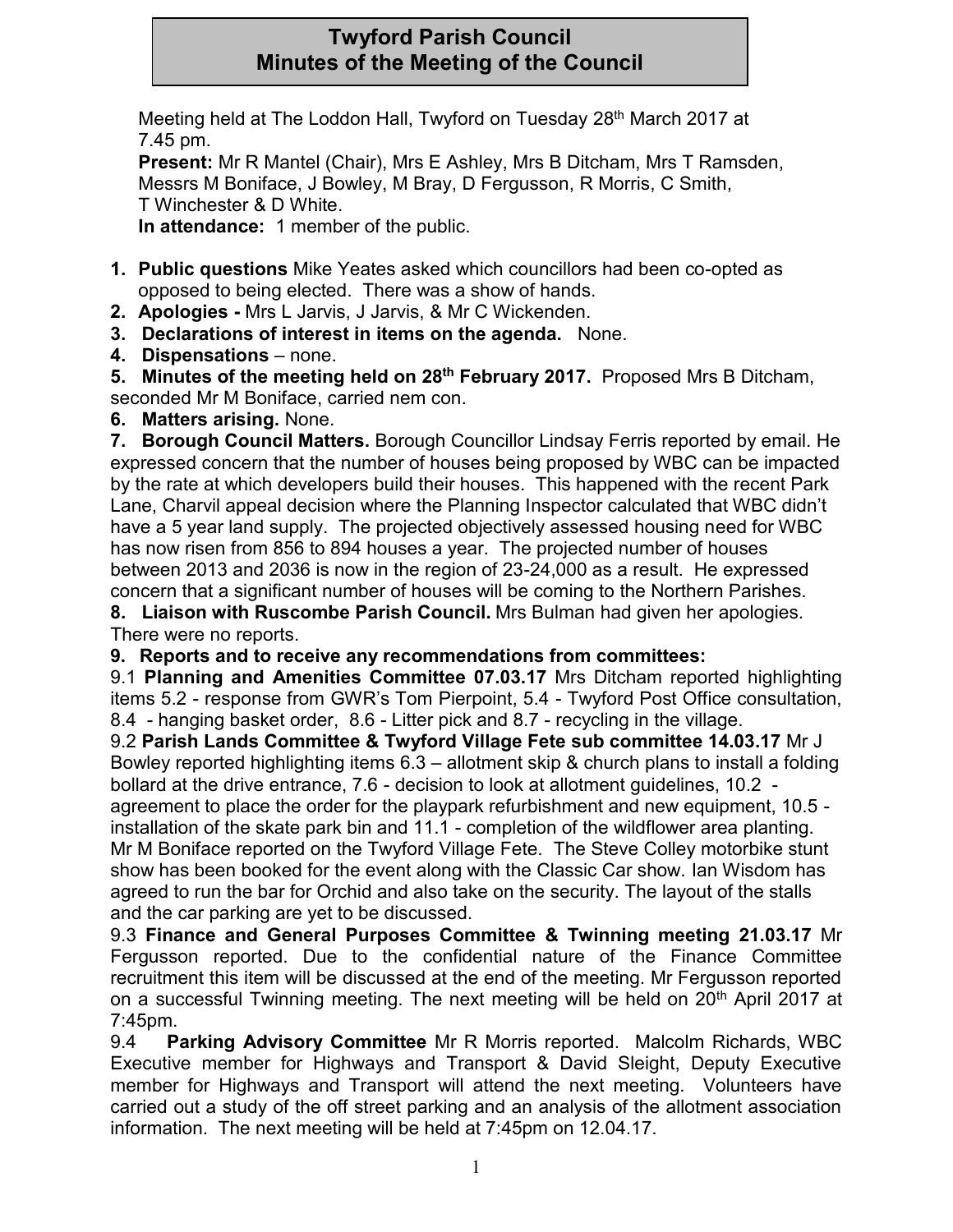# Twyford Parish Council
# Minutes of the Meeting of the Council

Meeting held at The Loddon Hall, Twyford on Tuesday 28th March 2017 at 7.45 pm.

**Present:** Mr R Mantel (Chair), Mrs E Ashley, Mrs B Ditcham, Mrs T Ramsden, Messrs M Boniface, J Bowley, M Bray, D Fergusson, R Morris, C Smith, T Winchester & D White.

**In attendance:** 1 member of the public.

1. **Public questions** Mike Yeates asked which councillors had been co-opted as opposed to being elected. There was a show of hands.
2. **Apologies -** Mrs L Jarvis, J Jarvis, & Mr C Wickenden.
3. **Declarations of interest in items on the agenda.** None.
4. **Dispensations** – none.
5. **Minutes of the meeting held on 28th February 2017.** Proposed Mrs B Ditcham, seconded Mr M Boniface, carried nem con.
6. **Matters arising.** None.
7. **Borough Council Matters.** Borough Councillor Lindsay Ferris reported by email. He expressed concern that the number of houses being proposed by WBC can be impacted by the rate at which developers build their houses. This happened with the recent Park Lane, Charvil appeal decision where the Planning Inspector calculated that WBC didn't have a 5 year land supply. The projected objectively assessed housing need for WBC has now risen from 856 to 894 houses a year. The projected number of houses between 2013 and 2036 is now in the region of 23-24,000 as a result. He expressed concern that a significant number of houses will be coming to the Northern Parishes.
8. **Liaison with Ruscombe Parish Council.** Mrs Bulman had given her apologies. There were no reports.
9. **Reports and to receive any recommendations from committees:**

9.1 **Planning and Amenities Committee 07.03.17** Mrs Ditcham reported highlighting items 5.2 - response from GWR's Tom Pierpoint, 5.4 - Twyford Post Office consultation, 8.4 - hanging basket order, 8.6 - Litter pick and 8.7 - recycling in the village.

9.2 **Parish Lands Committee & Twyford Village Fete sub committee 14.03.17** Mr J Bowley reported highlighting items 6.3 – allotment skip & church plans to install a folding bollard at the drive entrance, 7.6 - decision to look at allotment guidelines, 10.2 - agreement to place the order for the playpark refurbishment and new equipment, 10.5 - installation of the skate park bin and 11.1 - completion of the wildflower area planting. Mr M Boniface reported on the Twyford Village Fete. The Steve Colley motorbike stunt show has been booked for the event along with the Classic Car show. Ian Wisdom has agreed to run the bar for Orchid and also take on the security. The layout of the stalls and the car parking are yet to be discussed.

9.3 **Finance and General Purposes Committee & Twinning meeting 21.03.17** Mr Fergusson reported. Due to the confidential nature of the Finance Committee recruitment this item will be discussed at the end of the meeting. Mr Fergusson reported on a successful Twinning meeting. The next meeting will be held on 20th April 2017 at 7:45pm.

9.4 **Parking Advisory Committee** Mr R Morris reported. Malcolm Richards, WBC Executive member for Highways and Transport & David Sleight, Deputy Executive member for Highways and Transport will attend the next meeting. Volunteers have carried out a study of the off street parking and an analysis of the allotment association information. The next meeting will be held at 7:45pm on 12.04.17.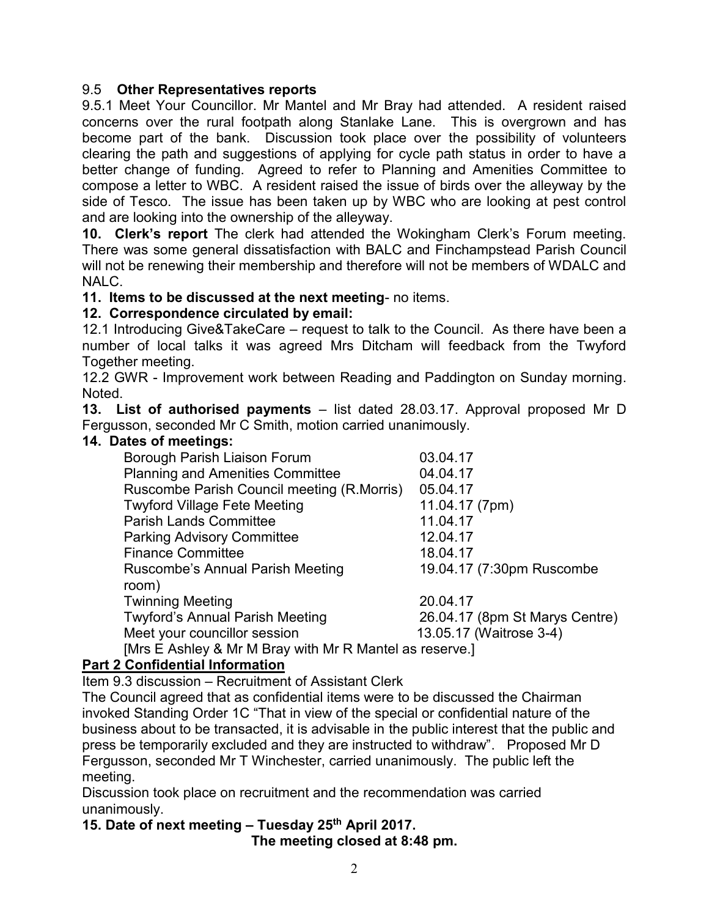9.5 **Other Representatives reports**

9.5.1 Meet Your Councillor. Mr Mantel and Mr Bray had attended. A resident raised concerns over the rural footpath along Stanlake Lane. This is overgrown and has become part of the bank. Discussion took place over the possibility of volunteers clearing the path and suggestions of applying for cycle path status in order to have a better change of funding. Agreed to refer to Planning and Amenities Committee to compose a letter to WBC. A resident raised the issue of birds over the alleyway by the side of Tesco. The issue has been taken up by WBC who are looking at pest control and are looking into the ownership of the alleyway.

**10. Clerk's report** The clerk had attended the Wokingham Clerk's Forum meeting. There was some general dissatisfaction with BALC and Finchampstead Parish Council will not be renewing their membership and therefore will not be members of WDALC and NALC.

**11. Items to be discussed at the next meeting**- no items.

**12. Correspondence circulated by email:**

12.1 Introducing Give&TakeCare – request to talk to the Council. As there have been a number of local talks it was agreed Mrs Ditcham will feedback from the Twyford Together meeting.

12.2 GWR - Improvement work between Reading and Paddington on Sunday morning. Noted.

**13. List of authorised payments** – list dated 28.03.17. Approval proposed Mr D Fergusson, seconded Mr C Smith, motion carried unanimously.

**14. Dates of meetings:**

| | |
|---|---|
| Borough Parish Liaison Forum | 03.04.17 |
| Planning and Amenities Committee | 04.04.17 |
| Ruscombe Parish Council meeting (R.Morris) | 05.04.17 |
| Twyford Village Fete Meeting | 11.04.17 (7pm) |
| Parish Lands Committee | 11.04.17 |
| Parking Advisory Committee | 12.04.17 |
| Finance Committee | 18.04.17 |
| Ruscombe's Annual Parish Meeting | 19.04.17 (7:30pm Ruscombe room) |
| Twinning Meeting | 20.04.17 |
| Twyford's Annual Parish Meeting | 26.04.17 (8pm St Marys Centre) |
| Meet your councillor session | 13.05.17 (Waitrose 3-4) |

[Mrs E Ashley & Mr M Bray with Mr R Mantel as reserve.]

**Part 2 Confidential Information**

Item 9.3 discussion – Recruitment of Assistant Clerk

The Council agreed that as confidential items were to be discussed the Chairman invoked Standing Order 1C "That in view of the special or confidential nature of the business about to be transacted, it is advisable in the public interest that the public and press be temporarily excluded and they are instructed to withdraw". Proposed Mr D Fergusson, seconded Mr T Winchester, carried unanimously. The public left the meeting.

Discussion took place on recruitment and the recommendation was carried unanimously.

**15. Date of next meeting – Tuesday 25th April 2017.**

**The meeting closed at 8:48 pm.**